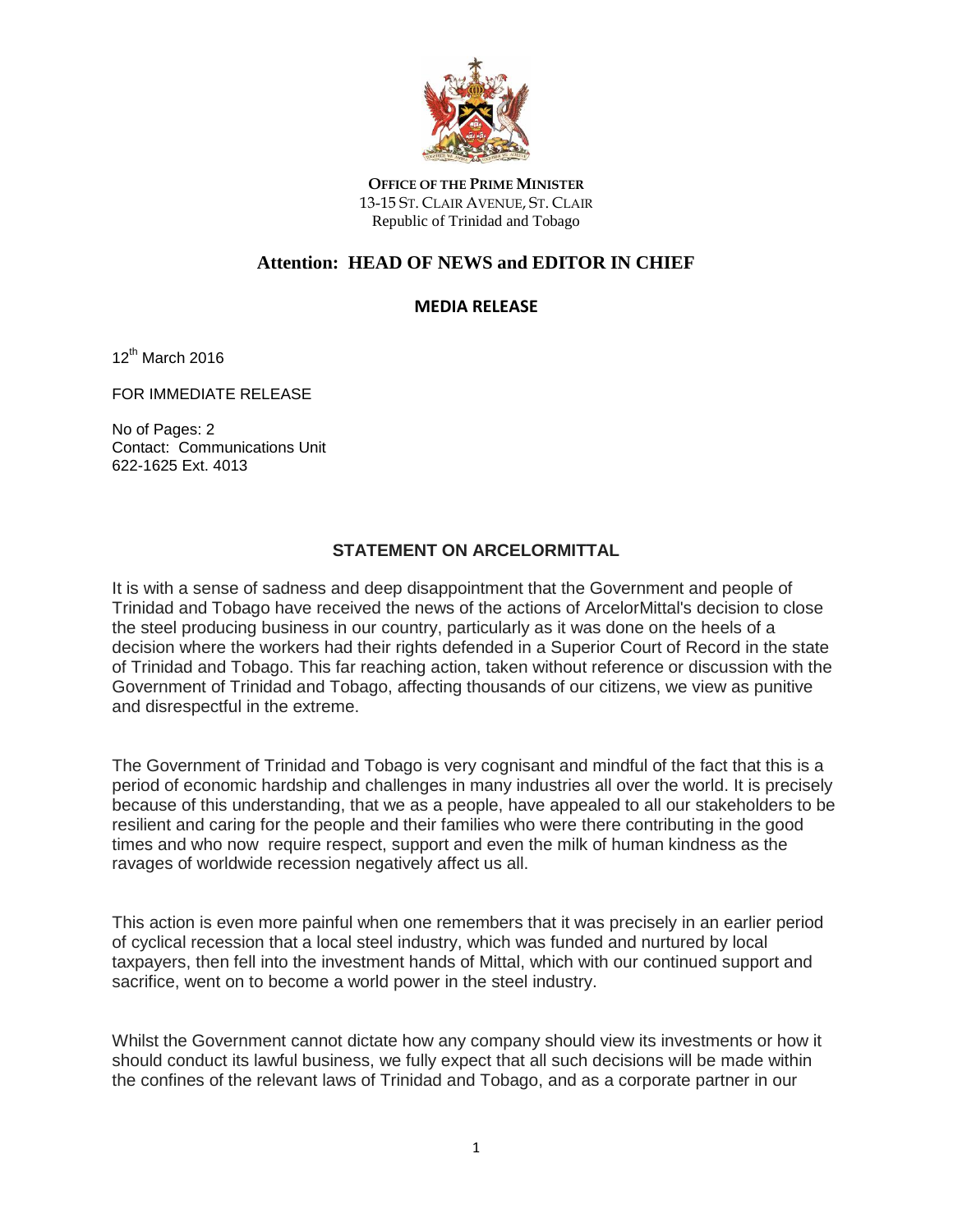**OFFICE OF THE PRIME MINISTER**
13-15 ST. CLAIR AVENUE, ST. CLAIR
Republic of Trinidad and Tobago

## Attention: HEAD OF NEWS and EDITOR IN CHIEF

### MEDIA RELEASE

12th March 2016

FOR IMMEDIATE RELEASE

No of Pages: 2
Contact: Communications Unit
622-1625 Ext. 4013

### STATEMENT ON ARCELORMITTAL

It is with a sense of sadness and deep disappointment that the Government and people of Trinidad and Tobago have received the news of the actions of ArcelorMittal's decision to close the steel producing business in our country, particularly as it was done on the heels of a decision where the workers had their rights defended in a Superior Court of Record in the state of Trinidad and Tobago. This far reaching action, taken without reference or discussion with the Government of Trinidad and Tobago, affecting thousands of our citizens, we view as punitive and disrespectful in the extreme.

The Government of Trinidad and Tobago is very cognisant and mindful of the fact that this is a period of economic hardship and challenges in many industries all over the world. It is precisely because of this understanding, that we as a people, have appealed to all our stakeholders to be resilient and caring for the people and their families who were there contributing in the good times and who now require respect, support and even the milk of human kindness as the ravages of worldwide recession negatively affect us all.

This action is even more painful when one remembers that it was precisely in an earlier period of cyclical recession that a local steel industry, which was funded and nurtured by local taxpayers, then fell into the investment hands of Mittal, which with our continued support and sacrifice, went on to become a world power in the steel industry.

Whilst the Government cannot dictate how any company should view its investments or how it should conduct its lawful business, we fully expect that all such decisions will be made within the confines of the relevant laws of Trinidad and Tobago, and as a corporate partner in our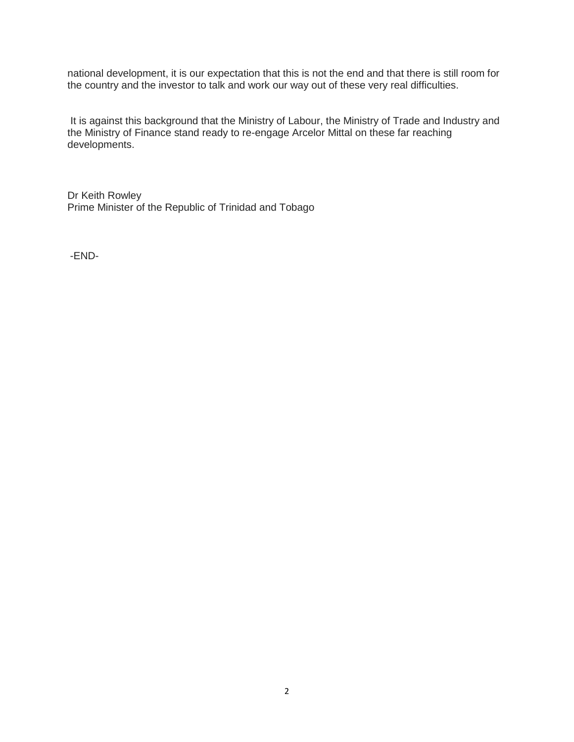national development, it is our expectation that this is not the end and that there is still room for the country and the investor to talk and work our way out of these very real difficulties.

It is against this background that the Ministry of Labour, the Ministry of Trade and Industry and the Ministry of Finance stand ready to re-engage Arcelor Mittal on these far reaching developments.

Dr Keith Rowley
Prime Minister of the Republic of Trinidad and Tobago

-END-